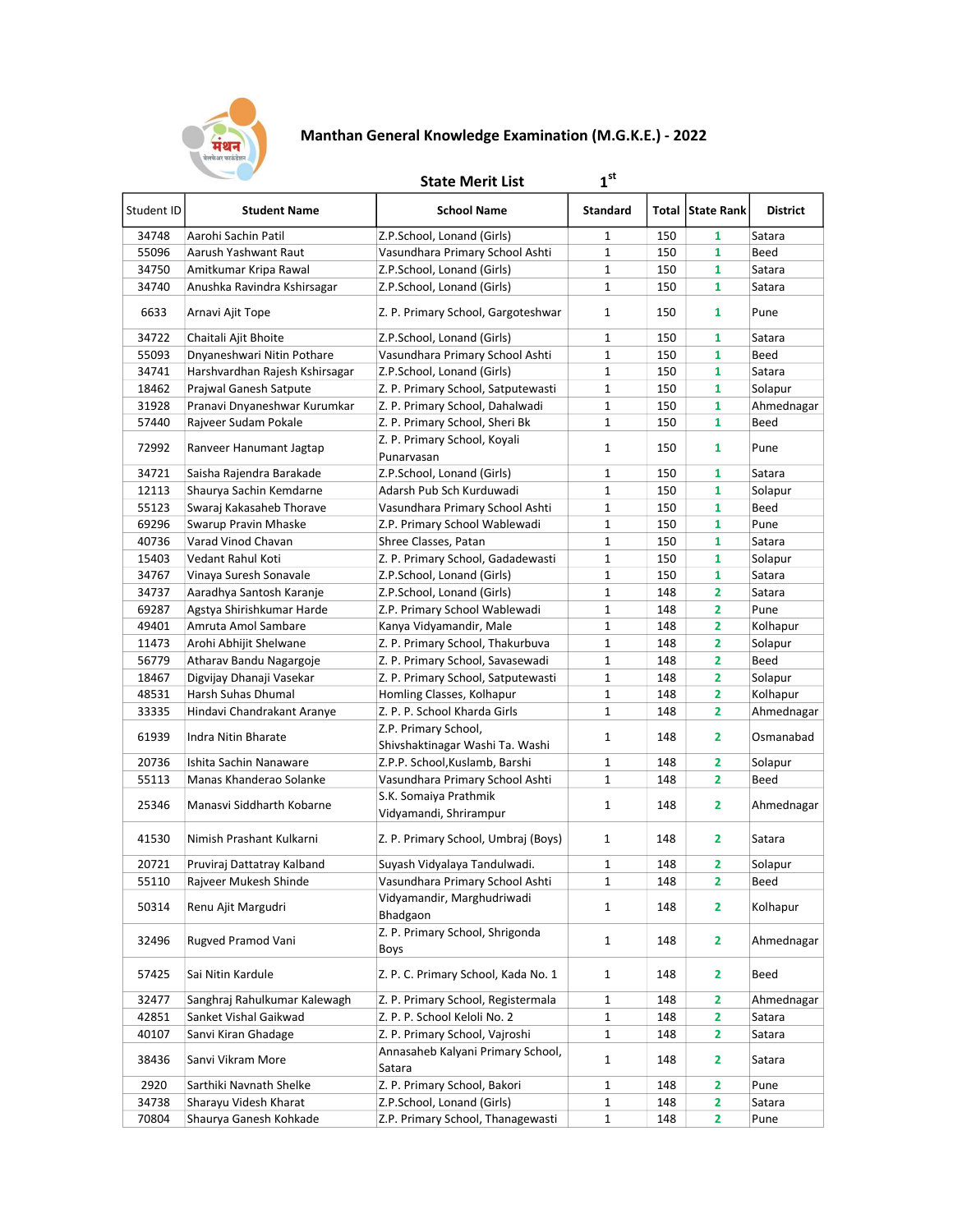# Manthan General Knowledge Examination (M.G.K.E.) - 2022

## State Merit List 1st

| Student ID | Student Name | School Name | Standard | Total | State Rank | District |
|---|---|---|---|---|---|---|
| 34748 | Aarohi Sachin Patil | Z.P.School, Lonand (Girls) | 1 | 150 | 1 | Satara |
| 55096 | Aarush Yashwant Raut | Vasundhara Primary School Ashti | 1 | 150 | 1 | Beed |
| 34750 | Amitkumar Kripa Rawal | Z.P.School, Lonand (Girls) | 1 | 150 | 1 | Satara |
| 34740 | Anushka Ravindra Kshirsagar | Z.P.School, Lonand (Girls) | 1 | 150 | 1 | Satara |
| 6633 | Arnavi Ajit Tope | Z. P. Primary School, Gargoteshwar | 1 | 150 | 1 | Pune |
| 34722 | Chaitali Ajit Bhoite | Z.P.School, Lonand (Girls) | 1 | 150 | 1 | Satara |
| 55093 | Dnyaneshwari Nitin Pothare | Vasundhara Primary School Ashti | 1 | 150 | 1 | Beed |
| 34741 | Harshvardhan Rajesh Kshirsagar | Z.P.School, Lonand (Girls) | 1 | 150 | 1 | Satara |
| 18462 | Prajwal Ganesh Satpute | Z. P. Primary School, Satputewasti | 1 | 150 | 1 | Solapur |
| 31928 | Pranavi Dnyaneshwar Kurumkar | Z. P. Primary School, Dahalwadi | 1 | 150 | 1 | Ahmednagar |
| 57440 | Rajveer Sudam Pokale | Z. P. Primary School, Sheri Bk | 1 | 150 | 1 | Beed |
| 72992 | Ranveer Hanumant Jagtap | Z. P. Primary School, Koyali Punarvasan | 1 | 150 | 1 | Pune |
| 34721 | Saisha Rajendra Barakade | Z.P.School, Lonand (Girls) | 1 | 150 | 1 | Satara |
| 12113 | Shaurya Sachin Kemdarne | Adarsh Pub Sch Kurduwadi | 1 | 150 | 1 | Solapur |
| 55123 | Swaraj Kakasaheb Thorave | Vasundhara Primary School Ashti | 1 | 150 | 1 | Beed |
| 69296 | Swarup Pravin Mhaske | Z.P. Primary School Wablewadi | 1 | 150 | 1 | Pune |
| 40736 | Varad Vinod Chavan | Shree Classes, Patan | 1 | 150 | 1 | Satara |
| 15403 | Vedant Rahul Koti | Z. P. Primary School, Gadadewasti | 1 | 150 | 1 | Solapur |
| 34767 | Vinaya Suresh Sonavale | Z.P.School, Lonand (Girls) | 1 | 150 | 1 | Satara |
| 34737 | Aaradhya Santosh Karanje | Z.P.School, Lonand (Girls) | 1 | 148 | 2 | Satara |
| 69287 | Agstya Shirishkumar Harde | Z.P. Primary School Wablewadi | 1 | 148 | 2 | Pune |
| 49401 | Amruta Amol Sambare | Kanya Vidyamandir, Male | 1 | 148 | 2 | Kolhapur |
| 11473 | Arohi Abhijit Shelwane | Z. P. Primary School, Thakurbuva | 1 | 148 | 2 | Solapur |
| 56779 | Atharav Bandu Nagargoje | Z. P. Primary School, Savasewadi | 1 | 148 | 2 | Beed |
| 18467 | Digvijay Dhanaji Vasekar | Z. P. Primary School, Satputewasti | 1 | 148 | 2 | Solapur |
| 48531 | Harsh Suhas Dhumal | Homling Classes, Kolhapur | 1 | 148 | 2 | Kolhapur |
| 33335 | Hindavi Chandrakant Aranye | Z. P. P. School Kharda Girls | 1 | 148 | 2 | Ahmednagar |
| 61939 | Indra Nitin Bharate | Z.P. Primary School, Shivshaktinagar Washi Ta. Washi | 1 | 148 | 2 | Osmanabad |
| 20736 | Ishita Sachin Nanaware | Z.P.P. School,Kuslamb, Barshi | 1 | 148 | 2 | Solapur |
| 55113 | Manas Khanderao Solanke | Vasundhara Primary School Ashti | 1 | 148 | 2 | Beed |
| 25346 | Manasvi Siddharth Kobarne | S.K. Somaiya Prathmik Vidyamandi, Shrirampur | 1 | 148 | 2 | Ahmednagar |
| 41530 | Nimish Prashant Kulkarni | Z. P. Primary School, Umbraj (Boys) | 1 | 148 | 2 | Satara |
| 20721 | Pruviraj Dattatray Kalband | Suyash Vidyalaya Tandulwadi. | 1 | 148 | 2 | Solapur |
| 55110 | Rajveer Mukesh Shinde | Vasundhara Primary School Ashti | 1 | 148 | 2 | Beed |
| 50314 | Renu Ajit Margudri | Vidyamandir, Marghudriwadi Bhadgaon | 1 | 148 | 2 | Kolhapur |
| 32496 | Rugved Pramod Vani | Z. P. Primary School, Shrigonda Boys | 1 | 148 | 2 | Ahmednagar |
| 57425 | Sai Nitin Kardule | Z. P. C. Primary School, Kada No. 1 | 1 | 148 | 2 | Beed |
| 32477 | Sanghraj Rahulkumar Kalewagh | Z. P. Primary School, Registermala | 1 | 148 | 2 | Ahmednagar |
| 42851 | Sanket Vishal Gaikwad | Z. P. P. School Keloli No. 2 | 1 | 148 | 2 | Satara |
| 40107 | Sanvi Kiran Ghadage | Z. P. Primary School, Vajroshi | 1 | 148 | 2 | Satara |
| 38436 | Sanvi Vikram More | Annasaheb Kalyani Primary School, Satara | 1 | 148 | 2 | Satara |
| 2920 | Sarthiki Navnath Shelke | Z. P. Primary School, Bakori | 1 | 148 | 2 | Pune |
| 34738 | Sharayu Videsh Kharat | Z.P.School, Lonand (Girls) | 1 | 148 | 2 | Satara |
| 70804 | Shaurya Ganesh Kohkade | Z.P. Primary School, Thanagewasti | 1 | 148 | 2 | Pune |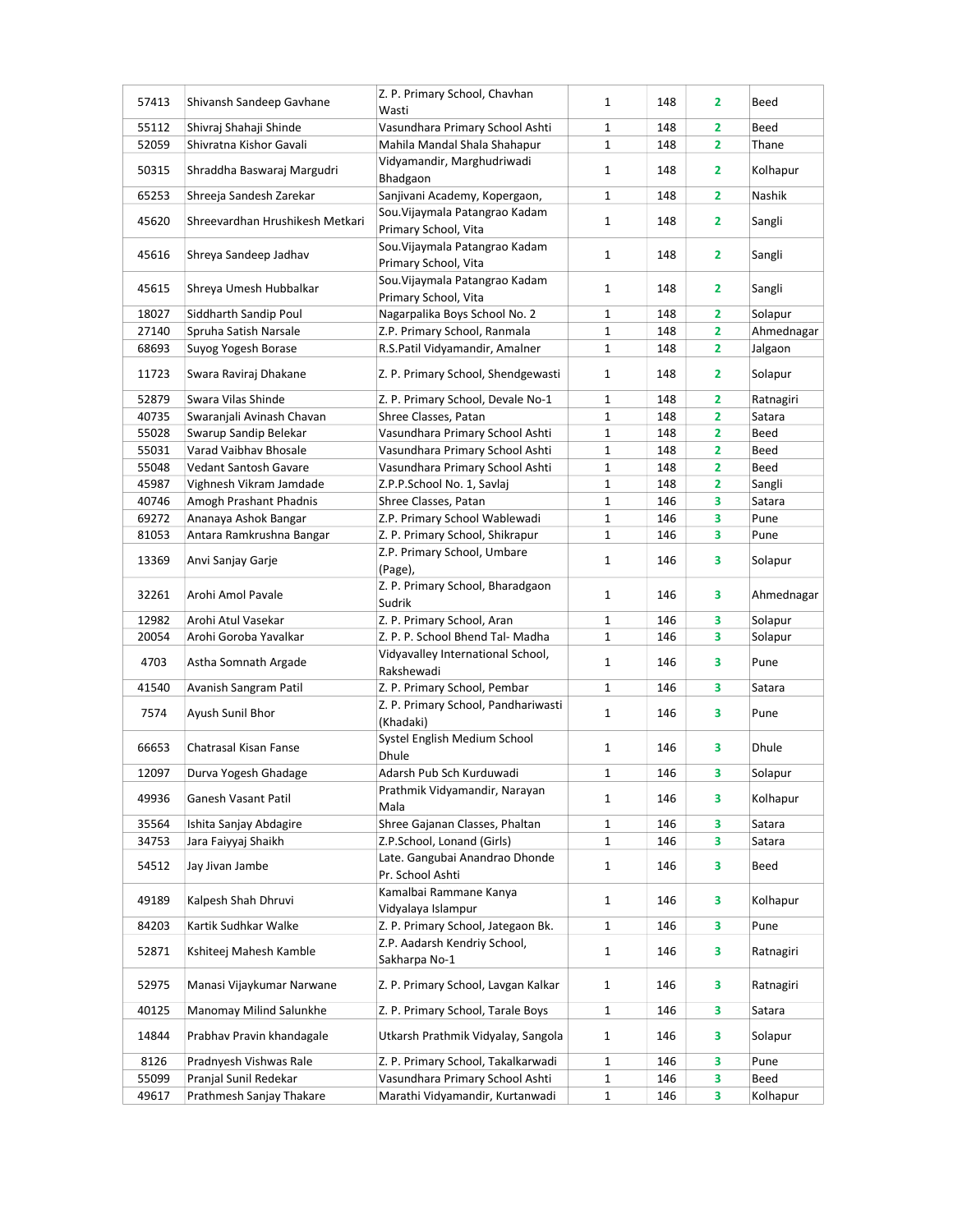| 57413 | Shivansh Sandeep Gavhane | Z. P. Primary School, Chavhan Wasti | 1 | 148 | 2 | Beed |
|---|---|---|---|---|---|---|
| 55112 | Shivraj Shahaji Shinde | Vasundhara Primary School Ashti | 1 | 148 | 2 | Beed |
| 52059 | Shivratna Kishor Gavali | Mahila Mandal Shala Shahapur | 1 | 148 | 2 | Thane |
| 50315 | Shraddha Baswaraj Margudri | Vidyamandir, Marghudriwadi Bhadgaon | 1 | 148 | 2 | Kolhapur |
| 65253 | Shreeja Sandesh Zarekar | Sanjivani Academy, Kopergaon, | 1 | 148 | 2 | Nashik |
| 45620 | Shreevardhan Hrushikesh Metkari | Sou.Vijaymala Patangrao Kadam Primary School, Vita | 1 | 148 | 2 | Sangli |
| 45616 | Shreya Sandeep Jadhav | Sou.Vijaymala Patangrao Kadam Primary School, Vita | 1 | 148 | 2 | Sangli |
| 45615 | Shreya Umesh Hubbalkar | Sou.Vijaymala Patangrao Kadam Primary School, Vita | 1 | 148 | 2 | Sangli |
| 18027 | Siddharth Sandip Poul | Nagarpalika Boys School No. 2 | 1 | 148 | 2 | Solapur |
| 27140 | Spruha Satish Narsale | Z.P. Primary School, Ranmala | 1 | 148 | 2 | Ahmednagar |
| 68693 | Suyog Yogesh Borase | R.S.Patil Vidyamandir, Amalner | 1 | 148 | 2 | Jalgaon |
| 11723 | Swara Raviraj Dhakane | Z. P. Primary School, Shendgewasti | 1 | 148 | 2 | Solapur |
| 52879 | Swara Vilas Shinde | Z. P. Primary School, Devale No-1 | 1 | 148 | 2 | Ratnagiri |
| 40735 | Swaranjali Avinash Chavan | Shree Classes, Patan | 1 | 148 | 2 | Satara |
| 55028 | Swarup Sandip Belekar | Vasundhara Primary School Ashti | 1 | 148 | 2 | Beed |
| 55031 | Varad Vaibhav Bhosale | Vasundhara Primary School Ashti | 1 | 148 | 2 | Beed |
| 55048 | Vedant Santosh Gavare | Vasundhara Primary School Ashti | 1 | 148 | 2 | Beed |
| 45987 | Vighnesh Vikram Jamdade | Z.P.P.School No. 1, Savlaj | 1 | 148 | 2 | Sangli |
| 40746 | Amogh Prashant Phadnis | Shree Classes, Patan | 1 | 146 | 3 | Satara |
| 69272 | Ananaya Ashok Bangar | Z.P. Primary School Wablewadi | 1 | 146 | 3 | Pune |
| 81053 | Antara Ramkrushna Bangar | Z. P. Primary School, Shikrapur | 1 | 146 | 3 | Pune |
| 13369 | Anvi Sanjay Garje | Z.P. Primary School, Umbare (Page), | 1 | 146 | 3 | Solapur |
| 32261 | Arohi Amol Pavale | Z. P. Primary School, Bharadgaon Sudrik | 1 | 146 | 3 | Ahmednagar |
| 12982 | Arohi Atul Vasekar | Z. P. Primary School, Aran | 1 | 146 | 3 | Solapur |
| 20054 | Arohi Goroba Yavalkar | Z. P. P. School Bhend Tal- Madha | 1 | 146 | 3 | Solapur |
| 4703 | Astha Somnath Argade | Vidyavalley International School, Rakshewadi | 1 | 146 | 3 | Pune |
| 41540 | Avanish Sangram Patil | Z. P. Primary School, Pembar | 1 | 146 | 3 | Satara |
| 7574 | Ayush Sunil Bhor | Z. P. Primary School, Pandhariwasti (Khadaki) | 1 | 146 | 3 | Pune |
| 66653 | Chatrasal Kisan Fanse | Systel English Medium School Dhule | 1 | 146 | 3 | Dhule |
| 12097 | Durva Yogesh Ghadage | Adarsh Pub Sch Kurduwadi | 1 | 146 | 3 | Solapur |
| 49936 | Ganesh Vasant Patil | Prathmik Vidyamandir, Narayan Mala | 1 | 146 | 3 | Kolhapur |
| 35564 | Ishita Sanjay Abdagire | Shree Gajanan Classes, Phaltan | 1 | 146 | 3 | Satara |
| 34753 | Jara Faiyyaj Shaikh | Z.P.School, Lonand (Girls) | 1 | 146 | 3 | Satara |
| 54512 | Jay Jivan Jambe | Late. Gangubai Anandrao Dhonde Pr. School Ashti | 1 | 146 | 3 | Beed |
| 49189 | Kalpesh Shah Dhruvi | Kamalbai Rammane Kanya Vidyalaya Islampur | 1 | 146 | 3 | Kolhapur |
| 84203 | Kartik Sudhkar Walke | Z. P. Primary School, Jategaon Bk. | 1 | 146 | 3 | Pune |
| 52871 | Kshiteej Mahesh Kamble | Z.P. Aadarsh Kendriy School, Sakharpa No-1 | 1 | 146 | 3 | Ratnagiri |
| 52975 | Manasi Vijaykumar Narwane | Z. P. Primary School, Lavgan Kalkar | 1 | 146 | 3 | Ratnagiri |
| 40125 | Manomay Milind Salunkhe | Z. P. Primary School, Tarale Boys | 1 | 146 | 3 | Satara |
| 14844 | Prabhav Pravin khandagale | Utkarsh Prathmik Vidyalay, Sangola | 1 | 146 | 3 | Solapur |
| 8126 | Pradnyesh Vishwas Rale | Z. P. Primary School, Takalkarwadi | 1 | 146 | 3 | Pune |
| 55099 | Pranjal Sunil Redekar | Vasundhara Primary School Ashti | 1 | 146 | 3 | Beed |
| 49617 | Prathmesh Sanjay Thakare | Marathi Vidyamandir, Kurtanwadi | 1 | 146 | 3 | Kolhapur |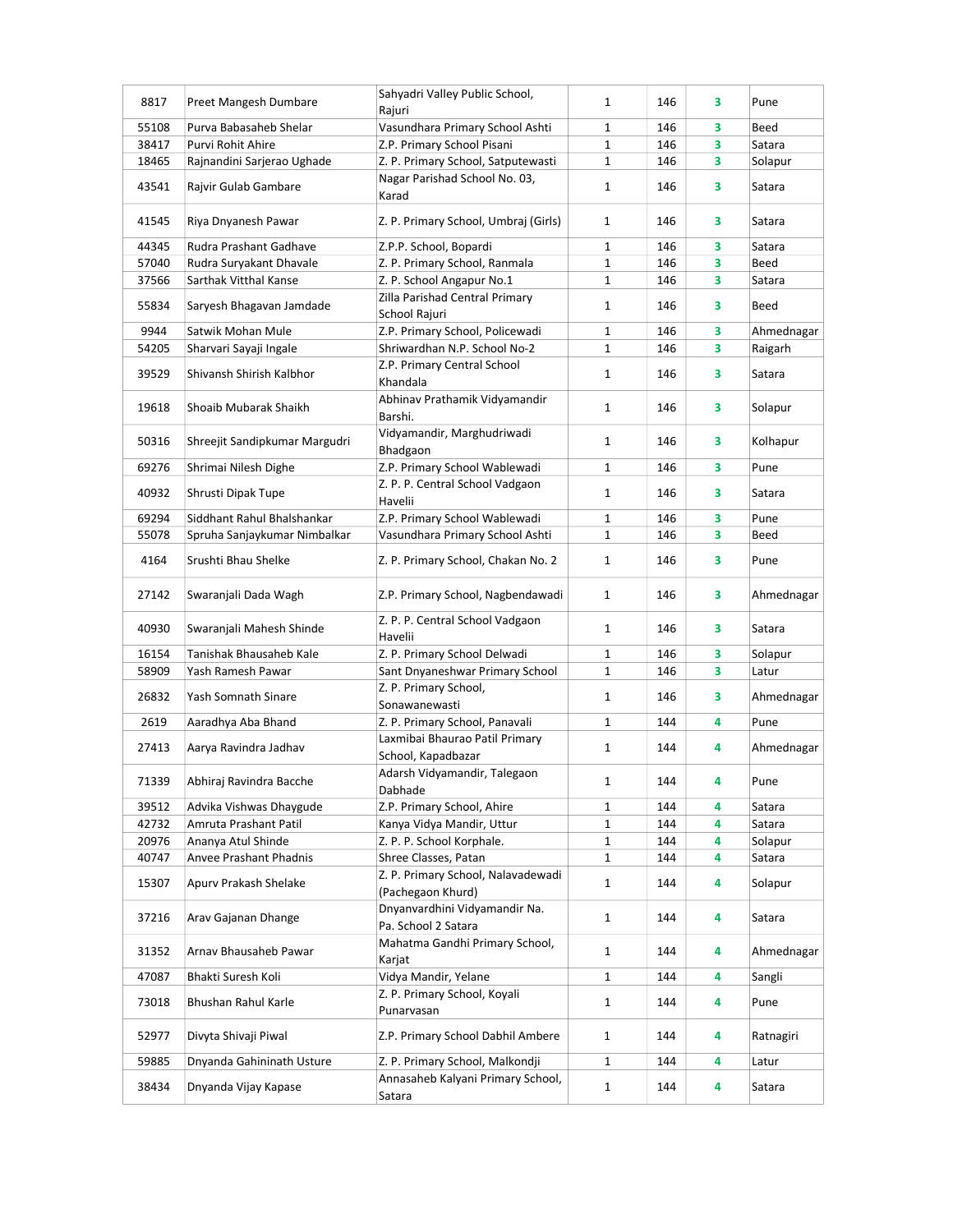| | | | | | | |
|---|---|---|---|---|---|---|
| 8817 | Preet Mangesh Dumbare | Sahyadri Valley Public School, Rajuri | 1 | 146 | 3 | Pune |
| 55108 | Purva Babasaheb Shelar | Vasundhara Primary School Ashti | 1 | 146 | 3 | Beed |
| 38417 | Purvi Rohit Ahire | Z.P. Primary School Pisani | 1 | 146 | 3 | Satara |
| 18465 | Rajnandini Sarjerao Ughade | Z. P. Primary School, Satputewasti | 1 | 146 | 3 | Solapur |
| 43541 | Rajvir Gulab Gambare | Nagar Parishad School No. 03, Karad | 1 | 146 | 3 | Satara |
| 41545 | Riya Dnyanesh Pawar | Z. P. Primary School, Umbraj (Girls) | 1 | 146 | 3 | Satara |
| 44345 | Rudra Prashant Gadhave | Z.P.P. School, Bopardi | 1 | 146 | 3 | Satara |
| 57040 | Rudra Suryakant Dhavale | Z. P. Primary School, Ranmala | 1 | 146 | 3 | Beed |
| 37566 | Sarthak Vitthal Kanse | Z. P. School Angapur No.1 | 1 | 146 | 3 | Satara |
| 55834 | Saryesh Bhagavan Jamdade | Zilla Parishad Central Primary School Rajuri | 1 | 146 | 3 | Beed |
| 9944 | Satwik Mohan Mule | Z.P. Primary School, Policewadi | 1 | 146 | 3 | Ahmednagar |
| 54205 | Sharvari Sayaji Ingale | Shriwardhan N.P. School No-2 | 1 | 146 | 3 | Raigarh |
| 39529 | Shivansh Shirish Kalbhor | Z.P. Primary Central School Khandala | 1 | 146 | 3 | Satara |
| 19618 | Shoaib Mubarak Shaikh | Abhinav Prathamik Vidyamandir Barshi. | 1 | 146 | 3 | Solapur |
| 50316 | Shreejit Sandipkumar Margudri | Vidyamandir, Marghudriwadi Bhadgaon | 1 | 146 | 3 | Kolhapur |
| 69276 | Shrimai Nilesh Dighe | Z.P. Primary School Wablewadi | 1 | 146 | 3 | Pune |
| 40932 | Shrusti Dipak Tupe | Z. P. P. Central School Vadgaon Havelii | 1 | 146 | 3 | Satara |
| 69294 | Siddhant Rahul Bhalshankar | Z.P. Primary School Wablewadi | 1 | 146 | 3 | Pune |
| 55078 | Spruha Sanjaykumar Nimbalkar | Vasundhara Primary School Ashti | 1 | 146 | 3 | Beed |
| 4164 | Srushti Bhau Shelke | Z. P. Primary School, Chakan No. 2 | 1 | 146 | 3 | Pune |
| 27142 | Swaranjali Dada Wagh | Z.P. Primary School, Nagbendawadi | 1 | 146 | 3 | Ahmednagar |
| 40930 | Swaranjali Mahesh Shinde | Z. P. P. Central School Vadgaon Havelii | 1 | 146 | 3 | Satara |
| 16154 | Tanishak Bhausaheb Kale | Z. P. Primary School Delwadi | 1 | 146 | 3 | Solapur |
| 58909 | Yash Ramesh Pawar | Sant Dnyaneshwar Primary School | 1 | 146 | 3 | Latur |
| 26832 | Yash Somnath Sinare | Z. P. Primary School, Sonawanewasti | 1 | 146 | 3 | Ahmednagar |
| 2619 | Aaradhya Aba Bhand | Z. P. Primary School, Panavali | 1 | 144 | 4 | Pune |
| 27413 | Aarya Ravindra Jadhav | Laxmibai Bhaurao Patil Primary School, Kapadbazar | 1 | 144 | 4 | Ahmednagar |
| 71339 | Abhiraj Ravindra Bacche | Adarsh Vidyamandir, Talegaon Dabhade | 1 | 144 | 4 | Pune |
| 39512 | Advika Vishwas Dhaygude | Z.P. Primary School, Ahire | 1 | 144 | 4 | Satara |
| 42732 | Amruta Prashant Patil | Kanya Vidya Mandir, Uttur | 1 | 144 | 4 | Satara |
| 20976 | Ananya Atul Shinde | Z. P. P. School Korphale. | 1 | 144 | 4 | Solapur |
| 40747 | Anvee Prashant Phadnis | Shree Classes, Patan | 1 | 144 | 4 | Satara |
| 15307 | Apurv Prakash Shelake | Z. P. Primary School, Nalavadewadi (Pachegaon Khurd) | 1 | 144 | 4 | Solapur |
| 37216 | Arav Gajanan Dhange | Dnyanvardhini Vidyamandir Na. Pa. School 2 Satara | 1 | 144 | 4 | Satara |
| 31352 | Arnav Bhausaheb Pawar | Mahatma Gandhi Primary School, Karjat | 1 | 144 | 4 | Ahmednagar |
| 47087 | Bhakti Suresh Koli | Vidya Mandir, Yelane | 1 | 144 | 4 | Sangli |
| 73018 | Bhushan Rahul Karle | Z. P. Primary School, Koyali Punarvasan | 1 | 144 | 4 | Pune |
| 52977 | Divyta Shivaji Piwal | Z.P. Primary School Dabhil Ambere | 1 | 144 | 4 | Ratnagiri |
| 59885 | Dnyanda Gahininath Usture | Z. P. Primary School, Malkondji | 1 | 144 | 4 | Latur |
| 38434 | Dnyanda Vijay Kapase | Annasaheb Kalyani Primary School, Satara | 1 | 144 | 4 | Satara |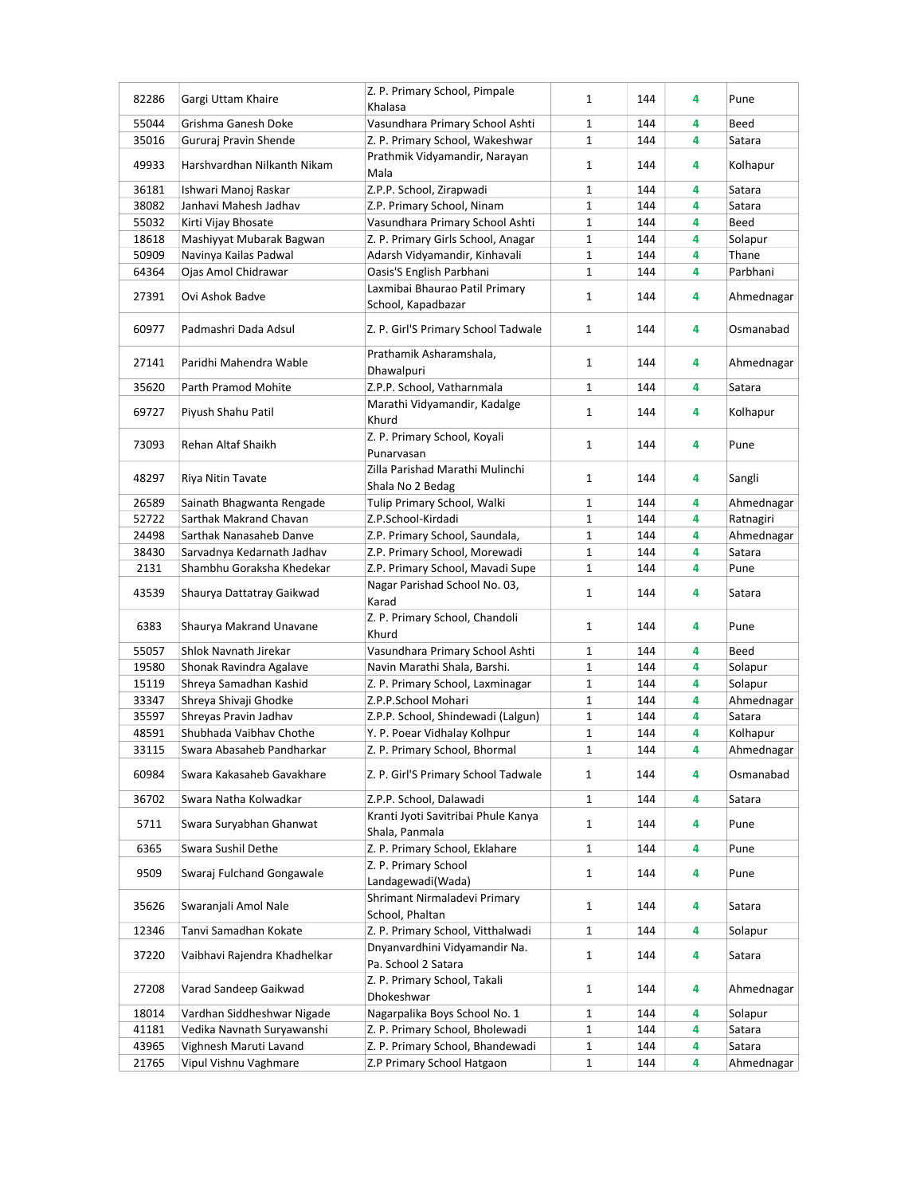| | | | | | | |
|---|---|---|---|---|---|---|
| 82286 | Gargi Uttam Khaire | Z. P. Primary School, Pimpale Khalasa | 1 | 144 | 4 | Pune |
| 55044 | Grishma Ganesh Doke | Vasundhara Primary School Ashti | 1 | 144 | 4 | Beed |
| 35016 | Gururaj Pravin Shende | Z. P. Primary School, Wakeshwar | 1 | 144 | 4 | Satara |
| 49933 | Harshvardhan Nilkanth Nikam | Prathmik Vidyamandir, Narayan Mala | 1 | 144 | 4 | Kolhapur |
| 36181 | Ishwari Manoj Raskar | Z.P.P. School, Zirapwadi | 1 | 144 | 4 | Satara |
| 38082 | Janhavi Mahesh Jadhav | Z.P. Primary School, Ninam | 1 | 144 | 4 | Satara |
| 55032 | Kirti Vijay Bhosate | Vasundhara Primary School Ashti | 1 | 144 | 4 | Beed |
| 18618 | Mashiyyat Mubarak Bagwan | Z. P. Primary Girls School, Anagar | 1 | 144 | 4 | Solapur |
| 50909 | Navinya Kailas Padwal | Adarsh Vidyamandir, Kinhavali | 1 | 144 | 4 | Thane |
| 64364 | Ojas Amol Chidrawar | Oasis'S English Parbhani | 1 | 144 | 4 | Parbhani |
| 27391 | Ovi Ashok Badve | Laxmibai Bhaurao Patil Primary School, Kapadbazar | 1 | 144 | 4 | Ahmednagar |
| 60977 | Padmashri Dada Adsul | Z. P. Girl'S Primary School Tadwale | 1 | 144 | 4 | Osmanabad |
| 27141 | Paridhi Mahendra Wable | Prathamik Asharamshala, Dhawalpuri | 1 | 144 | 4 | Ahmednagar |
| 35620 | Parth Pramod Mohite | Z.P.P. School, Vatharnmala | 1 | 144 | 4 | Satara |
| 69727 | Piyush Shahu Patil | Marathi Vidyamandir, Kadalge Khurd | 1 | 144 | 4 | Kolhapur |
| 73093 | Rehan Altaf Shaikh | Z. P. Primary School, Koyali Punarvasan | 1 | 144 | 4 | Pune |
| 48297 | Riya Nitin Tavate | Zilla Parishad Marathi Mulinchi Shala No 2 Bedag | 1 | 144 | 4 | Sangli |
| 26589 | Sainath Bhagwanta Rengade | Tulip Primary School, Walki | 1 | 144 | 4 | Ahmednagar |
| 52722 | Sarthak Makrand Chavan | Z.P.School-Kirdadi | 1 | 144 | 4 | Ratnagiri |
| 24498 | Sarthak Nanasaheb Danve | Z.P. Primary School, Saundala, | 1 | 144 | 4 | Ahmednagar |
| 38430 | Sarvadnya Kedarnath Jadhav | Z.P. Primary School, Morewadi | 1 | 144 | 4 | Satara |
| 2131 | Shambhu Goraksha Khedekar | Z.P. Primary School, Mavadi Supe | 1 | 144 | 4 | Pune |
| 43539 | Shaurya Dattatray Gaikwad | Nagar Parishad School No. 03, Karad | 1 | 144 | 4 | Satara |
| 6383 | Shaurya Makrand Unavane | Z. P. Primary School, Chandoli Khurd | 1 | 144 | 4 | Pune |
| 55057 | Shlok Navnath Jirekar | Vasundhara Primary School Ashti | 1 | 144 | 4 | Beed |
| 19580 | Shonak Ravindra Agalave | Navin Marathi Shala, Barshi. | 1 | 144 | 4 | Solapur |
| 15119 | Shreya Samadhan Kashid | Z. P. Primary School, Laxminagar | 1 | 144 | 4 | Solapur |
| 33347 | Shreya Shivaji Ghodke | Z.P.P.School Mohari | 1 | 144 | 4 | Ahmednagar |
| 35597 | Shreyas Pravin Jadhav | Z.P.P. School, Shindewadi (Lalgun) | 1 | 144 | 4 | Satara |
| 48591 | Shubhada Vaibhav Chothe | Y. P. Poear Vidhalay Kolhpur | 1 | 144 | 4 | Kolhapur |
| 33115 | Swara Abasaheb Pandharkar | Z. P. Primary School, Bhormal | 1 | 144 | 4 | Ahmednagar |
| 60984 | Swara Kakasaheb Gavakhare | Z. P. Girl'S Primary School Tadwale | 1 | 144 | 4 | Osmanabad |
| 36702 | Swara Natha Kolwadkar | Z.P.P. School, Dalawadi | 1 | 144 | 4 | Satara |
| 5711 | Swara Suryabhan Ghanwat | Kranti Jyoti Savitribai Phule Kanya Shala, Panmala | 1 | 144 | 4 | Pune |
| 6365 | Swara Sushil Dethe | Z. P. Primary School, Eklahare | 1 | 144 | 4 | Pune |
| 9509 | Swaraj Fulchand Gongawale | Z. P. Primary School Landagewadi(Wada) | 1 | 144 | 4 | Pune |
| 35626 | Swaranjali Amol Nale | Shrimant Nirmaladevi Primary School, Phaltan | 1 | 144 | 4 | Satara |
| 12346 | Tanvi Samadhan Kokate | Z. P. Primary School, Vitthalwadi | 1 | 144 | 4 | Solapur |
| 37220 | Vaibhavi Rajendra Khadhelkar | Dnyanvardhini Vidyamandir Na. Pa. School 2 Satara | 1 | 144 | 4 | Satara |
| 27208 | Varad Sandeep Gaikwad | Z. P. Primary School, Takali Dhokeshwar | 1 | 144 | 4 | Ahmednagar |
| 18014 | Vardhan Siddheshwar Nigade | Nagarpalika Boys School No. 1 | 1 | 144 | 4 | Solapur |
| 41181 | Vedika Navnath Suryawanshi | Z. P. Primary School, Bholewadi | 1 | 144 | 4 | Satara |
| 43965 | Vighnesh Maruti Lavand | Z. P. Primary School, Bhandewadi | 1 | 144 | 4 | Satara |
| 21765 | Vipul Vishnu Vaghmare | Z.P Primary School Hatgaon | 1 | 144 | 4 | Ahmednagar |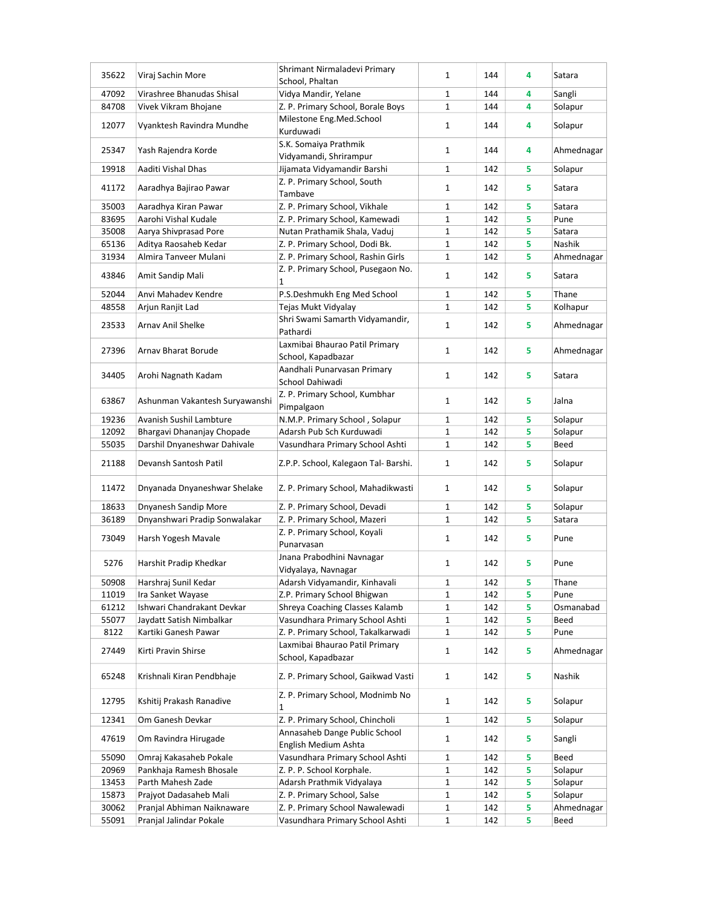| 35622 | Viraj Sachin More | Shrimant Nirmaladevi Primary School, Phaltan | 1 | 144 | 4 | Satara |
|---|---|---|---|---|---|---|
| 47092 | Virashree Bhanudas Shisal | Vidya Mandir, Yelane | 1 | 144 | 4 | Sangli |
| 84708 | Vivek Vikram Bhojane | Z. P. Primary School, Borale Boys | 1 | 144 | 4 | Solapur |
| 12077 | Vyanktesh Ravindra Mundhe | Milestone Eng.Med.School Kurduwadi | 1 | 144 | 4 | Solapur |
| 25347 | Yash Rajendra Korde | S.K. Somaiya Prathmik Vidyamandi, Shrirampur | 1 | 144 | 4 | Ahmednagar |
| 19918 | Aaditi Vishal Dhas | Jijamata Vidyamandir Barshi | 1 | 142 | 5 | Solapur |
| 41172 | Aaradhya Bajirao Pawar | Z. P. Primary School, South Tambave | 1 | 142 | 5 | Satara |
| 35003 | Aaradhya Kiran Pawar | Z. P. Primary School, Vikhale | 1 | 142 | 5 | Satara |
| 83695 | Aarohi Vishal Kudale | Z. P. Primary School, Kamewadi | 1 | 142 | 5 | Pune |
| 35008 | Aarya Shivprasad Pore | Nutan Prathamik Shala, Vaduj | 1 | 142 | 5 | Satara |
| 65136 | Aditya Raosaheb Kedar | Z. P. Primary School, Dodi Bk. | 1 | 142 | 5 | Nashik |
| 31934 | Almira Tanveer Mulani | Z. P. Primary School, Rashin Girls | 1 | 142 | 5 | Ahmednagar |
| 43846 | Amit Sandip Mali | Z. P. Primary School, Pusegaon No. 1 | 1 | 142 | 5 | Satara |
| 52044 | Anvi Mahadev Kendre | P.S.Deshmukh Eng Med School | 1 | 142 | 5 | Thane |
| 48558 | Arjun Ranjit Lad | Tejas Mukt Vidyalay | 1 | 142 | 5 | Kolhapur |
| 23533 | Arnav Anil Shelke | Shri Swami Samarth Vidyamandir, Pathardi | 1 | 142 | 5 | Ahmednagar |
| 27396 | Arnav Bharat Borude | Laxmibai Bhaurao Patil Primary School, Kapadbazar | 1 | 142 | 5 | Ahmednagar |
| 34405 | Arohi Nagnath Kadam | Aandhali Punarvasan Primary School Dahiwadi | 1 | 142 | 5 | Satara |
| 63867 | Ashunman Vakantesh Suryawanshi | Z. P. Primary School, Kumbhar Pimpalgaon | 1 | 142 | 5 | Jalna |
| 19236 | Avanish Sushil Lambture | N.M.P. Primary School , Solapur | 1 | 142 | 5 | Solapur |
| 12092 | Bhargavi Dhananjay Chopade | Adarsh Pub Sch Kurduwadi | 1 | 142 | 5 | Solapur |
| 55035 | Darshil Dnyaneshwar Dahivale | Vasundhara Primary School Ashti | 1 | 142 | 5 | Beed |
| 21188 | Devansh Santosh Patil | Z.P.P. School, Kalegaon Tal- Barshi. | 1 | 142 | 5 | Solapur |
| 11472 | Dnyanada Dnyaneshwar Shelake | Z. P. Primary School, Mahadikwasti | 1 | 142 | 5 | Solapur |
| 18633 | Dnyanesh Sandip More | Z. P. Primary School, Devadi | 1 | 142 | 5 | Solapur |
| 36189 | Dnyanshwari Pradip Sonwalakar | Z. P. Primary School, Mazeri | 1 | 142 | 5 | Satara |
| 73049 | Harsh Yogesh Mavale | Z. P. Primary School, Koyali Punarvasan | 1 | 142 | 5 | Pune |
| 5276 | Harshit Pradip Khedkar | Jnana Prabodhini Navnagar Vidyalaya, Navnagar | 1 | 142 | 5 | Pune |
| 50908 | Harshraj Sunil Kedar | Adarsh Vidyamandir, Kinhavali | 1 | 142 | 5 | Thane |
| 11019 | Ira Sanket Wayase | Z.P. Primary School Bhigwan | 1 | 142 | 5 | Pune |
| 61212 | Ishwari Chandrakant Devkar | Shreya Coaching Classes Kalamb | 1 | 142 | 5 | Osmanabad |
| 55077 | Jaydatt Satish Nimbalkar | Vasundhara Primary School Ashti | 1 | 142 | 5 | Beed |
| 8122 | Kartiki Ganesh Pawar | Z. P. Primary School, Takalkarwadi | 1 | 142 | 5 | Pune |
| 27449 | Kirti Pravin Shirse | Laxmibai Bhaurao Patil Primary School, Kapadbazar | 1 | 142 | 5 | Ahmednagar |
| 65248 | Krishnali Kiran Pendbhaje | Z. P. Primary School, Gaikwad Vasti | 1 | 142 | 5 | Nashik |
| 12795 | Kshitij Prakash Ranadive | Z. P. Primary School, Modnimb No 1 | 1 | 142 | 5 | Solapur |
| 12341 | Om Ganesh Devkar | Z. P. Primary School, Chincholi | 1 | 142 | 5 | Solapur |
| 47619 | Om Ravindra Hirugade | Annasaheb Dange Public School English Medium Ashta | 1 | 142 | 5 | Sangli |
| 55090 | Omraj Kakasaheb Pokale | Vasundhara Primary School Ashti | 1 | 142 | 5 | Beed |
| 20969 | Pankhaja Ramesh Bhosale | Z. P. P. School Korphale. | 1 | 142 | 5 | Solapur |
| 13453 | Parth Mahesh Zade | Adarsh Prathmik Vidyalaya | 1 | 142 | 5 | Solapur |
| 15873 | Prajyot Dadasaheb Mali | Z. P. Primary School, Salse | 1 | 142 | 5 | Solapur |
| 30062 | Pranjal Abhiman Naiknaware | Z. P. Primary School Nawalewadi | 1 | 142 | 5 | Ahmednagar |
| 55091 | Pranjal Jalindar Pokale | Vasundhara Primary School Ashti | 1 | 142 | 5 | Beed |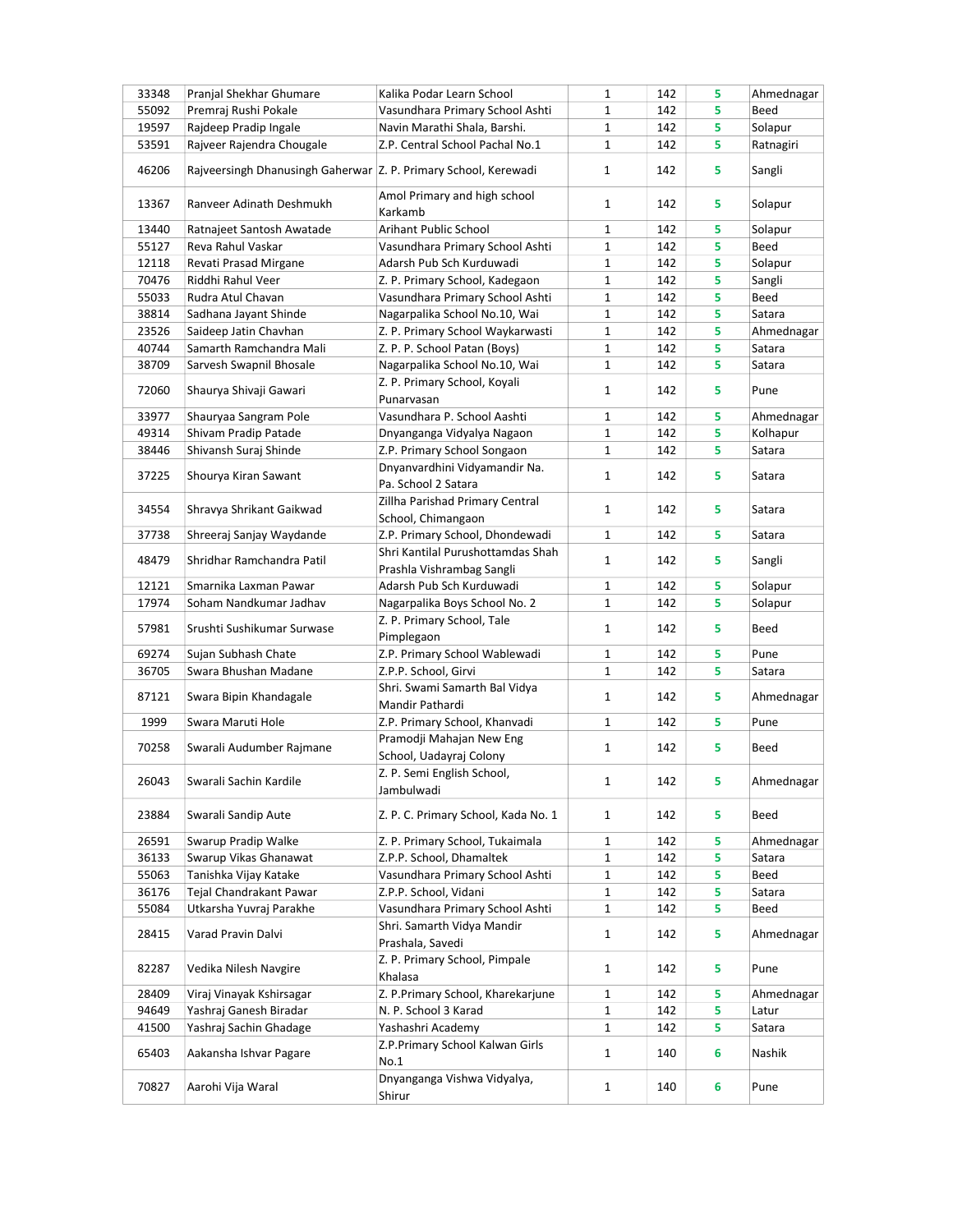| 33348 | Pranjal Shekhar Ghumare | Kalika Podar Learn School | 1 | 142 | 5 | Ahmednagar |
|---|---|---|---|---|---|---|
| 55092 | Premraj Rushi Pokale | Vasundhara Primary School Ashti | 1 | 142 | 5 | Beed |
| 19597 | Rajdeep Pradip Ingale | Navin Marathi Shala, Barshi. | 1 | 142 | 5 | Solapur |
| 53591 | Rajveer Rajendra Chougale | Z.P. Central School Pachal No.1 | 1 | 142 | 5 | Ratnagiri |
| 46206 | Rajveersingh Dhanusingh Gaherwar | Z. P. Primary School, Kerewadi | 1 | 142 | 5 | Sangli |
| 13367 | Ranveer Adinath Deshmukh | Amol Primary and high school Karkamb | 1 | 142 | 5 | Solapur |
| 13440 | Ratnajeet Santosh Awatade | Arihant Public School | 1 | 142 | 5 | Solapur |
| 55127 | Reva Rahul Vaskar | Vasundhara Primary School Ashti | 1 | 142 | 5 | Beed |
| 12118 | Revati Prasad Mirgane | Adarsh Pub Sch Kurduwadi | 1 | 142 | 5 | Solapur |
| 70476 | Riddhi Rahul Veer | Z. P. Primary School, Kadegaon | 1 | 142 | 5 | Sangli |
| 55033 | Rudra Atul Chavan | Vasundhara Primary School Ashti | 1 | 142 | 5 | Beed |
| 38814 | Sadhana Jayant Shinde | Nagarpalika School No.10, Wai | 1 | 142 | 5 | Satara |
| 23526 | Saideep Jatin Chavhan | Z. P. Primary School Waykarwasti | 1 | 142 | 5 | Ahmednagar |
| 40744 | Samarth Ramchandra Mali | Z. P. P. School Patan (Boys) | 1 | 142 | 5 | Satara |
| 38709 | Sarvesh Swapnil Bhosale | Nagarpalika School No.10, Wai | 1 | 142 | 5 | Satara |
| 72060 | Shaurya Shivaji Gawari | Z. P. Primary School, Koyali Punarvasan | 1 | 142 | 5 | Pune |
| 33977 | Shauryaa Sangram Pole | Vasundhara P. School Aashti | 1 | 142 | 5 | Ahmednagar |
| 49314 | Shivam Pradip Patade | Dnyanganga Vidyalya Nagaon | 1 | 142 | 5 | Kolhapur |
| 38446 | Shivansh Suraj Shinde | Z.P. Primary School Songaon | 1 | 142 | 5 | Satara |
| 37225 | Shourya Kiran Sawant | Dnyanvardhini Vidyamandir Na. Pa. School 2 Satara | 1 | 142 | 5 | Satara |
| 34554 | Shravya Shrikant Gaikwad | Zillha Parishad Primary Central School, Chimangaon | 1 | 142 | 5 | Satara |
| 37738 | Shreeraj Sanjay Waydande | Z.P. Primary School, Dhondewadi | 1 | 142 | 5 | Satara |
| 48479 | Shridhar Ramchandra Patil | Shri Kantilal Purushottamdas Shah Prashla Vishrambag Sangli | 1 | 142 | 5 | Sangli |
| 12121 | Smarnika Laxman Pawar | Adarsh Pub Sch Kurduwadi | 1 | 142 | 5 | Solapur |
| 17974 | Soham Nandkumar Jadhav | Nagarpalika Boys School No. 2 | 1 | 142 | 5 | Solapur |
| 57981 | Srushti Sushikumar Surwase | Z. P. Primary School, Tale Pimplegaon | 1 | 142 | 5 | Beed |
| 69274 | Sujan Subhash Chate | Z.P. Primary School Wablewadi | 1 | 142 | 5 | Pune |
| 36705 | Swara Bhushan Madane | Z.P.P. School, Girvi | 1 | 142 | 5 | Satara |
| 87121 | Swara Bipin Khandagale | Shri. Swami Samarth Bal Vidya Mandir Pathardi | 1 | 142 | 5 | Ahmednagar |
| 1999 | Swara Maruti Hole | Z.P. Primary School, Khanvadi | 1 | 142 | 5 | Pune |
| 70258 | Swarali Audumber Rajmane | Pramodji Mahajan New Eng School, Uadayraj Colony | 1 | 142 | 5 | Beed |
| 26043 | Swarali Sachin Kardile | Z. P. Semi English School, Jambulwadi | 1 | 142 | 5 | Ahmednagar |
| 23884 | Swarali Sandip Aute | Z. P. C. Primary School, Kada No. 1 | 1 | 142 | 5 | Beed |
| 26591 | Swarup Pradip Walke | Z. P. Primary School, Tukaimala | 1 | 142 | 5 | Ahmednagar |
| 36133 | Swarup Vikas Ghanawat | Z.P.P. School, Dhamaltek | 1 | 142 | 5 | Satara |
| 55063 | Tanishka Vijay Katake | Vasundhara Primary School Ashti | 1 | 142 | 5 | Beed |
| 36176 | Tejal Chandrakant Pawar | Z.P.P. School, Vidani | 1 | 142 | 5 | Satara |
| 55084 | Utkarsha Yuvraj Parakhe | Vasundhara Primary School Ashti | 1 | 142 | 5 | Beed |
| 28415 | Varad Pravin Dalvi | Shri. Samarth Vidya Mandir Prashala, Savedi | 1 | 142 | 5 | Ahmednagar |
| 82287 | Vedika Nilesh Navgire | Z. P. Primary School, Pimpale Khalasa | 1 | 142 | 5 | Pune |
| 28409 | Viraj Vinayak Kshirsagar | Z. P.Primary School, Kharekarjune | 1 | 142 | 5 | Ahmednagar |
| 94649 | Yashraj Ganesh Biradar | N. P. School 3 Karad | 1 | 142 | 5 | Latur |
| 41500 | Yashraj Sachin Ghadage | Yashashri Academy | 1 | 142 | 5 | Satara |
| 65403 | Aakansha Ishvar Pagare | Z.P.Primary School Kalwan Girls No.1 | 1 | 140 | 6 | Nashik |
| 70827 | Aarohi Vija Waral | Dnyanganga Vishwa Vidyalya, Shirur | 1 | 140 | 6 | Pune |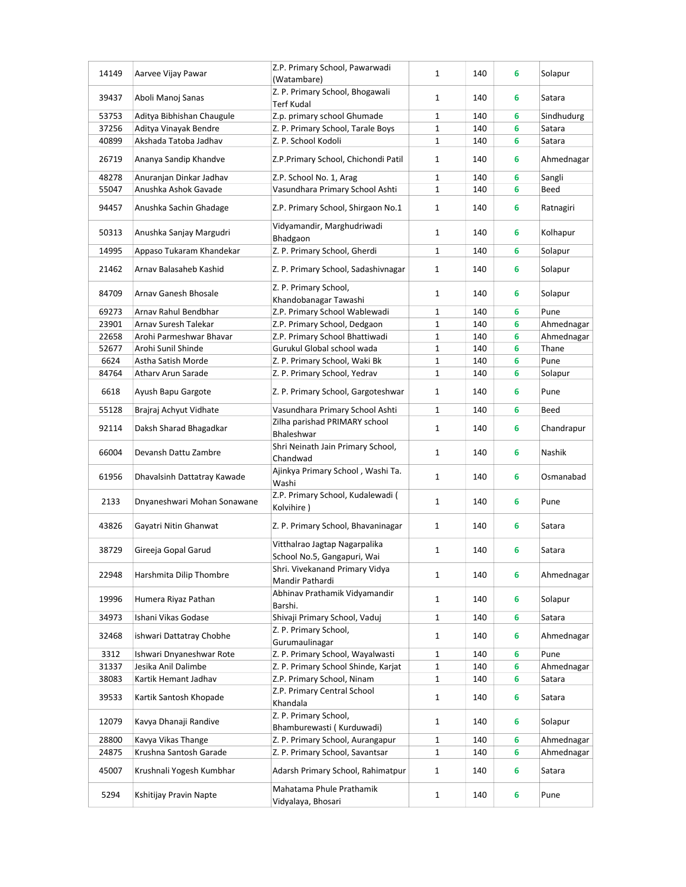| 14149 | Aarvee Vijay Pawar | Z.P. Primary School, Pawarwadi (Watambare) | 1 | 140 | 6 | Solapur |
|---|---|---|---|---|---|---|
| 39437 | Aboli Manoj Sanas | Z. P. Primary School, Bhogawali Terf Kudal | 1 | 140 | 6 | Satara |
| 53753 | Aditya Bibhishan Chaugule | Z.p. primary school Ghumade | 1 | 140 | 6 | Sindhudurg |
| 37256 | Aditya Vinayak Bendre | Z. P. Primary School, Tarale Boys | 1 | 140 | 6 | Satara |
| 40899 | Akshada Tatoba Jadhav | Z. P. School Kodoli | 1 | 140 | 6 | Satara |
| 26719 | Ananya Sandip Khandve | Z.P.Primary School, Chichondi Patil | 1 | 140 | 6 | Ahmednagar |
| 48278 | Anuranjan Dinkar Jadhav | Z.P. School No. 1, Arag | 1 | 140 | 6 | Sangli |
| 55047 | Anushka Ashok Gavade | Vasundhara Primary School Ashti | 1 | 140 | 6 | Beed |
| 94457 | Anushka Sachin Ghadage | Z.P. Primary School, Shirgaon No.1 | 1 | 140 | 6 | Ratnagiri |
| 50313 | Anushka Sanjay Margudri | Vidyamandir, Marghudriwadi Bhadgaon | 1 | 140 | 6 | Kolhapur |
| 14995 | Appaso Tukaram Khandekar | Z. P. Primary School, Gherdi | 1 | 140 | 6 | Solapur |
| 21462 | Arnav Balasaheb Kashid | Z. P. Primary School, Sadashivnagar | 1 | 140 | 6 | Solapur |
| 84709 | Arnav Ganesh Bhosale | Z. P. Primary School, Khandobanagar Tawashi | 1 | 140 | 6 | Solapur |
| 69273 | Arnav Rahul Bendbhar | Z.P. Primary School Wablewadi | 1 | 140 | 6 | Pune |
| 23901 | Arnav Suresh Talekar | Z.P. Primary School, Dedgaon | 1 | 140 | 6 | Ahmednagar |
| 22658 | Arohi Parmeshwar Bhavar | Z.P. Primary School Bhattiwadi | 1 | 140 | 6 | Ahmednagar |
| 52677 | Arohi Sunil Shinde | Gurukul Global school wada | 1 | 140 | 6 | Thane |
| 6624 | Astha Satish Morde | Z. P. Primary School, Waki Bk | 1 | 140 | 6 | Pune |
| 84764 | Atharv Arun Sarade | Z. P. Primary School, Yedrav | 1 | 140 | 6 | Solapur |
| 6618 | Ayush Bapu Gargote | Z. P. Primary School, Gargoteshwar | 1 | 140 | 6 | Pune |
| 55128 | Brajraj Achyut Vidhate | Vasundhara Primary School Ashti | 1 | 140 | 6 | Beed |
| 92114 | Daksh Sharad Bhagadkar | Zilha parishad PRIMARY school Bhaleshwar | 1 | 140 | 6 | Chandrapur |
| 66004 | Devansh Dattu Zambre | Shri Neinath Jain Primary School, Chandwad | 1 | 140 | 6 | Nashik |
| 61956 | Dhavalsinh Dattatray Kawade | Ajinkya Primary School , Washi Ta. Washi | 1 | 140 | 6 | Osmanabad |
| 2133 | Dnyaneshwari Mohan Sonawane | Z.P. Primary School, Kudalewadi ( Kolvihire ) | 1 | 140 | 6 | Pune |
| 43826 | Gayatri Nitin Ghanwat | Z. P. Primary School, Bhavaninagar | 1 | 140 | 6 | Satara |
| 38729 | Gireeja Gopal Garud | Vitthalrao Jagtap Nagarpalika School No.5, Gangapuri, Wai | 1 | 140 | 6 | Satara |
| 22948 | Harshmita Dilip Thombre | Shri. Vivekanand Primary Vidya Mandir Pathardi | 1 | 140 | 6 | Ahmednagar |
| 19996 | Humera Riyaz Pathan | Abhinav Prathamik Vidyamandir Barshi. | 1 | 140 | 6 | Solapur |
| 34973 | Ishani Vikas Godase | Shivaji Primary School, Vaduj | 1 | 140 | 6 | Satara |
| 32468 | ishwari Dattatray Chobhe | Z. P. Primary School, Gurumaulinagar | 1 | 140 | 6 | Ahmednagar |
| 3312 | Ishwari Dnyaneshwar Rote | Z. P. Primary School, Wayalwasti | 1 | 140 | 6 | Pune |
| 31337 | Jesika Anil Dalimbe | Z. P. Primary School Shinde, Karjat | 1 | 140 | 6 | Ahmednagar |
| 38083 | Kartik Hemant Jadhav | Z.P. Primary School, Ninam | 1 | 140 | 6 | Satara |
| 39533 | Kartik Santosh Khopade | Z.P. Primary Central School Khandala | 1 | 140 | 6 | Satara |
| 12079 | Kavya Dhanaji Randive | Z. P. Primary School, Bhamburewasti ( Kurduwadi) | 1 | 140 | 6 | Solapur |
| 28800 | Kavya Vikas Thange | Z. P. Primary School, Aurangapur | 1 | 140 | 6 | Ahmednagar |
| 24875 | Krushna Santosh Garade | Z. P. Primary School, Savantsar | 1 | 140 | 6 | Ahmednagar |
| 45007 | Krushnali Yogesh Kumbhar | Adarsh Primary School, Rahimatpur | 1 | 140 | 6 | Satara |
| 5294 | Kshitijay Pravin Napte | Mahatama Phule Prathamik Vidyalaya, Bhosari | 1 | 140 | 6 | Pune |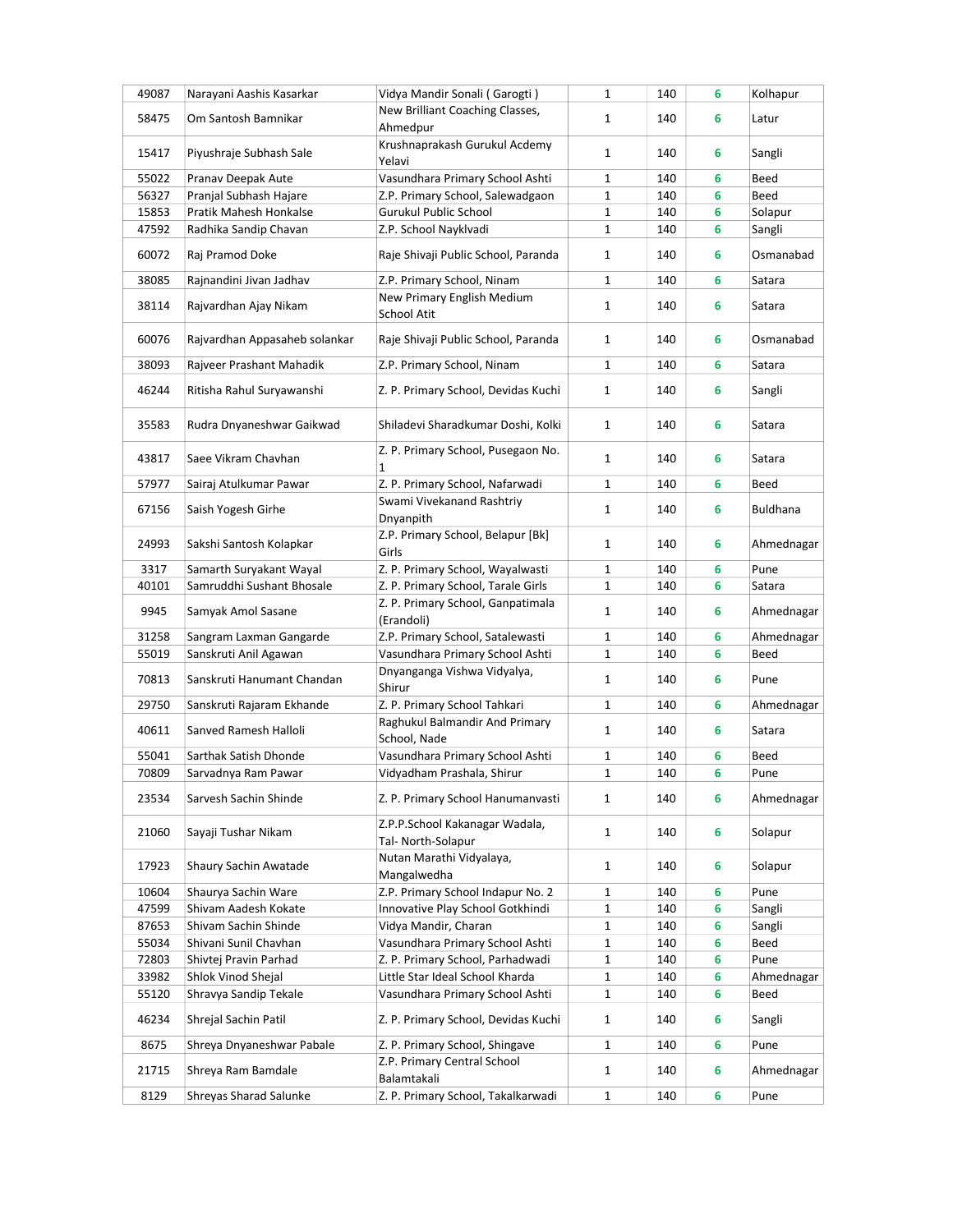| 49087 | Narayani Aashis Kasarkar | Vidya Mandir Sonali ( Garogti ) | 1 | 140 | 6 | Kolhapur |
|---|---|---|---|---|---|---|
| 58475 | Om Santosh Bamnikar | New Brilliant Coaching Classes, Ahmedpur | 1 | 140 | 6 | Latur |
| 15417 | Piyushraje Subhash Sale | Krushnaprakash Gurukul Acdemy Yelavi | 1 | 140 | 6 | Sangli |
| 55022 | Pranav Deepak Aute | Vasundhara Primary School Ashti | 1 | 140 | 6 | Beed |
| 56327 | Pranjal Subhash Hajare | Z.P. Primary School, Salewadgaon | 1 | 140 | 6 | Beed |
| 15853 | Pratik Mahesh Honkalse | Gurukul Public School | 1 | 140 | 6 | Solapur |
| 47592 | Radhika Sandip Chavan | Z.P. School Nayklvadi | 1 | 140 | 6 | Sangli |
| 60072 | Raj Pramod Doke | Raje Shivaji Public School, Paranda | 1 | 140 | 6 | Osmanabad |
| 38085 | Rajnandini Jivan Jadhav | Z.P. Primary School, Ninam | 1 | 140 | 6 | Satara |
| 38114 | Rajvardhan Ajay Nikam | New Primary English Medium School Atit | 1 | 140 | 6 | Satara |
| 60076 | Rajvardhan Appasaheb solankar | Raje Shivaji Public School, Paranda | 1 | 140 | 6 | Osmanabad |
| 38093 | Rajveer Prashant Mahadik | Z.P. Primary School, Ninam | 1 | 140 | 6 | Satara |
| 46244 | Ritisha Rahul Suryawanshi | Z. P. Primary School, Devidas Kuchi | 1 | 140 | 6 | Sangli |
| 35583 | Rudra Dnyaneshwar Gaikwad | Shiladevi Sharadkumar Doshi, Kolki | 1 | 140 | 6 | Satara |
| 43817 | Saee Vikram Chavhan | Z. P. Primary School, Pusegaon No. 1 | 1 | 140 | 6 | Satara |
| 57977 | Sairaj Atulkumar Pawar | Z. P. Primary School, Nafarwadi | 1 | 140 | 6 | Beed |
| 67156 | Saish Yogesh Girhe | Swami Vivekanand Rashtriy Dnyanpith | 1 | 140 | 6 | Buldhana |
| 24993 | Sakshi Santosh Kolapkar | Z.P. Primary School, Belapur [Bk] Girls | 1 | 140 | 6 | Ahmednagar |
| 3317 | Samarth Suryakant Wayal | Z. P. Primary School, Wayalwasti | 1 | 140 | 6 | Pune |
| 40101 | Samruddhi Sushant Bhosale | Z. P. Primary School, Tarale Girls | 1 | 140 | 6 | Satara |
| 9945 | Samyak Amol Sasane | Z. P. Primary School, Ganpatimala (Erandoli) | 1 | 140 | 6 | Ahmednagar |
| 31258 | Sangram Laxman Gangarde | Z.P. Primary School, Satalewasti | 1 | 140 | 6 | Ahmednagar |
| 55019 | Sanskruti Anil Agawan | Vasundhara Primary School Ashti | 1 | 140 | 6 | Beed |
| 70813 | Sanskruti Hanumant Chandan | Dnyanganga Vishwa Vidyalya, Shirur | 1 | 140 | 6 | Pune |
| 29750 | Sanskruti Rajaram Ekhande | Z. P. Primary School Tahkari | 1 | 140 | 6 | Ahmednagar |
| 40611 | Sanved Ramesh Halloli | Raghukul Balmandir And Primary School, Nade | 1 | 140 | 6 | Satara |
| 55041 | Sarthak Satish Dhonde | Vasundhara Primary School Ashti | 1 | 140 | 6 | Beed |
| 70809 | Sarvadnya Ram Pawar | Vidyadham Prashala, Shirur | 1 | 140 | 6 | Pune |
| 23534 | Sarvesh Sachin Shinde | Z. P. Primary School Hanumanvasti | 1 | 140 | 6 | Ahmednagar |
| 21060 | Sayaji Tushar Nikam | Z.P.P.School Kakanagar Wadala, Tal- North-Solapur | 1 | 140 | 6 | Solapur |
| 17923 | Shaury Sachin Awatade | Nutan Marathi Vidyalaya, Mangalwedha | 1 | 140 | 6 | Solapur |
| 10604 | Shaurya Sachin Ware | Z.P. Primary School Indapur No. 2 | 1 | 140 | 6 | Pune |
| 47599 | Shivam Aadesh Kokate | Innovative Play School Gotkhindi | 1 | 140 | 6 | Sangli |
| 87653 | Shivam Sachin Shinde | Vidya Mandir, Charan | 1 | 140 | 6 | Sangli |
| 55034 | Shivani Sunil Chavhan | Vasundhara Primary School Ashti | 1 | 140 | 6 | Beed |
| 72803 | Shivtej Pravin Parhad | Z. P. Primary School, Parhadwadi | 1 | 140 | 6 | Pune |
| 33982 | Shlok Vinod Shejal | Little Star Ideal School Kharda | 1 | 140 | 6 | Ahmednagar |
| 55120 | Shravya Sandip Tekale | Vasundhara Primary School Ashti | 1 | 140 | 6 | Beed |
| 46234 | Shrejal Sachin Patil | Z. P. Primary School, Devidas Kuchi | 1 | 140 | 6 | Sangli |
| 8675 | Shreya Dnyaneshwar Pabale | Z. P. Primary School, Shingave | 1 | 140 | 6 | Pune |
| 21715 | Shreya Ram Bamdale | Z.P. Primary Central School Balamtakali | 1 | 140 | 6 | Ahmednagar |
| 8129 | Shreyas Sharad Salunke | Z. P. Primary School, Takalkarwadi | 1 | 140 | 6 | Pune |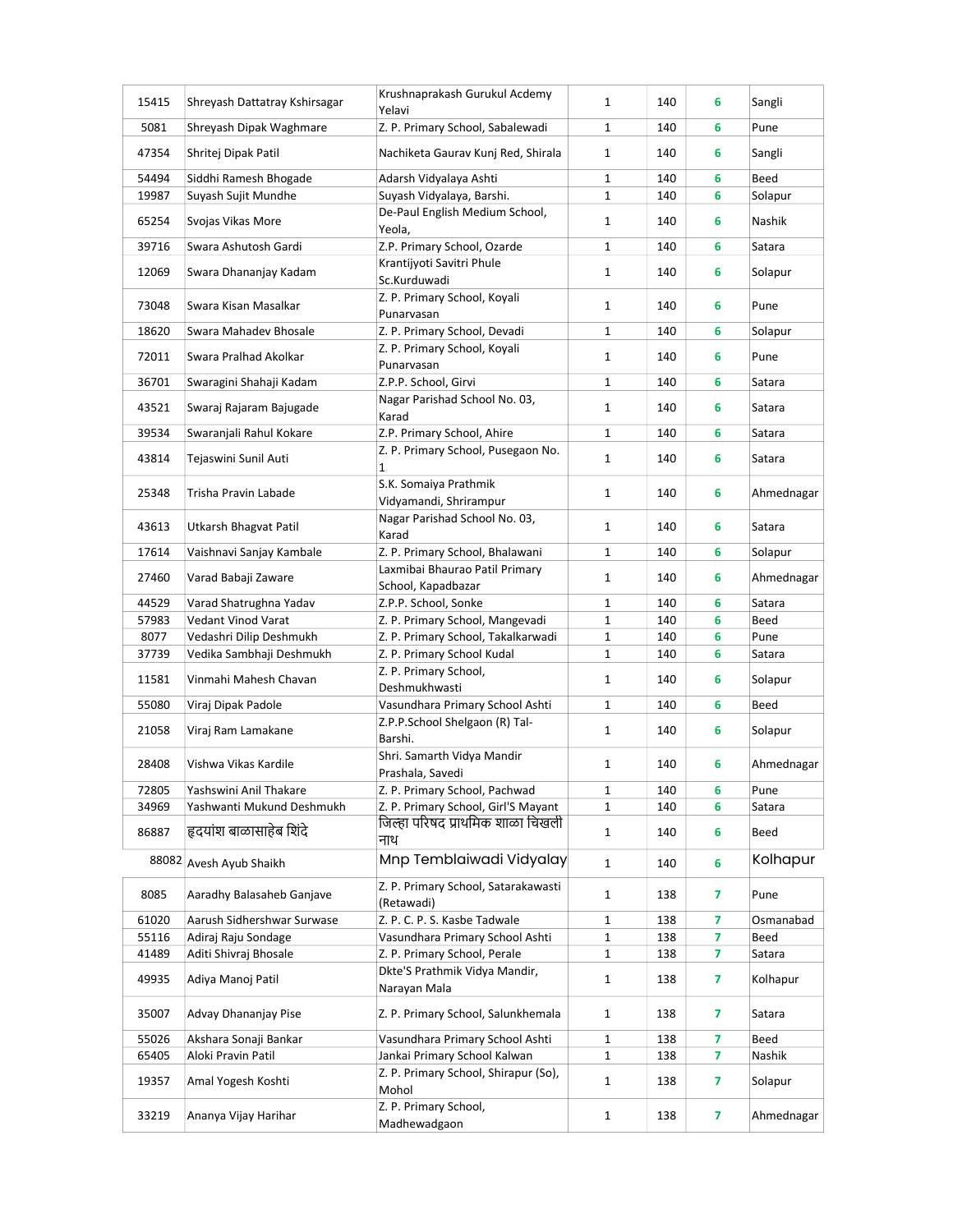| 15415 | Shreyash Dattatray Kshirsagar | Krushnaprakash Gurukul Acdemy Yelavi | 1 | 140 | 6 | Sangli |
|---|---|---|---|---|---|---|
| 5081 | Shreyash Dipak Waghmare | Z. P. Primary School, Sabalewadi | 1 | 140 | 6 | Pune |
| 47354 | Shritej Dipak Patil | Nachiketa Gaurav Kunj Red, Shirala | 1 | 140 | 6 | Sangli |
| 54494 | Siddhi Ramesh Bhogade | Adarsh Vidyalaya Ashti | 1 | 140 | 6 | Beed |
| 19987 | Suyash Sujit Mundhe | Suyash Vidyalaya, Barshi. | 1 | 140 | 6 | Solapur |
| 65254 | Svojas Vikas More | De-Paul English Medium School, Yeola, | 1 | 140 | 6 | Nashik |
| 39716 | Swara Ashutosh Gardi | Z.P. Primary School, Ozarde | 1 | 140 | 6 | Satara |
| 12069 | Swara Dhananjay Kadam | Krantijyoti Savitri Phule Sc.Kurduwadi | 1 | 140 | 6 | Solapur |
| 73048 | Swara Kisan Masalkar | Z. P. Primary School, Koyali Punarvasan | 1 | 140 | 6 | Pune |
| 18620 | Swara Mahadev Bhosale | Z. P. Primary School, Devadi | 1 | 140 | 6 | Solapur |
| 72011 | Swara Pralhad Akolkar | Z. P. Primary School, Koyali Punarvasan | 1 | 140 | 6 | Pune |
| 36701 | Swaragini Shahaji Kadam | Z.P.P. School, Girvi | 1 | 140 | 6 | Satara |
| 43521 | Swaraj Rajaram Bajugade | Nagar Parishad School No. 03, Karad | 1 | 140 | 6 | Satara |
| 39534 | Swaranjali Rahul Kokare | Z.P. Primary School, Ahire | 1 | 140 | 6 | Satara |
| 43814 | Tejaswini Sunil Auti | Z. P. Primary School, Pusegaon No. 1 | 1 | 140 | 6 | Satara |
| 25348 | Trisha Pravin Labade | S.K. Somaiya Prathmik Vidyamandi, Shrirampur | 1 | 140 | 6 | Ahmednagar |
| 43613 | Utkarsh Bhagvat Patil | Nagar Parishad School No. 03, Karad | 1 | 140 | 6 | Satara |
| 17614 | Vaishnavi Sanjay Kambale | Z. P. Primary School, Bhalawani | 1 | 140 | 6 | Solapur |
| 27460 | Varad Babaji Zaware | Laxmibai Bhaurao Patil Primary School, Kapadbazar | 1 | 140 | 6 | Ahmednagar |
| 44529 | Varad Shatrughna Yadav | Z.P.P. School, Sonke | 1 | 140 | 6 | Satara |
| 57983 | Vedant Vinod Varat | Z. P. Primary School, Mangevadi | 1 | 140 | 6 | Beed |
| 8077 | Vedashri Dilip Deshmukh | Z. P. Primary School, Takalkarwadi | 1 | 140 | 6 | Pune |
| 37739 | Vedika Sambhaji Deshmukh | Z. P. Primary School Kudal | 1 | 140 | 6 | Satara |
| 11581 | Vinmahi Mahesh Chavan | Z. P. Primary School, Deshmukhwasti | 1 | 140 | 6 | Solapur |
| 55080 | Viraj Dipak Padole | Vasundhara Primary School Ashti | 1 | 140 | 6 | Beed |
| 21058 | Viraj Ram Lamakane | Z.P.P.School Shelgaon (R) Tal-Barshi. | 1 | 140 | 6 | Solapur |
| 28408 | Vishwa Vikas Kardile | Shri. Samarth Vidya Mandir Prashala, Savedi | 1 | 140 | 6 | Ahmednagar |
| 72805 | Yashswini Anil Thakare | Z. P. Primary School, Pachwad | 1 | 140 | 6 | Pune |
| 34969 | Yashwanti Mukund Deshmukh | Z. P. Primary School, Girl'S Mayant | 1 | 140 | 6 | Satara |
| 86887 | हृदयांश बाळासाहेब शिंदे | जिल्हा परिषद प्राथमिक शाळा चिखली नाथ | 1 | 140 | 6 | Beed |
| 88082 | Avesh Ayub Shaikh | Mnp Temblaiwadi Vidyalay | 1 | 140 | 6 | Kolhapur |
| 8085 | Aaradhy Balasaheb Ganjave | Z. P. Primary School, Satarakawasti (Retawadi) | 1 | 138 | 7 | Pune |
| 61020 | Aarush Sidhershwar Surwase | Z. P. C. P. S. Kasbe Tadwale | 1 | 138 | 7 | Osmanabad |
| 55116 | Adiraj Raju Sondage | Vasundhara Primary School Ashti | 1 | 138 | 7 | Beed |
| 41489 | Aditi Shivraj Bhosale | Z. P. Primary School, Perale | 1 | 138 | 7 | Satara |
| 49935 | Adiya Manoj Patil | Dkte'S Prathmik Vidya Mandir, Narayan Mala | 1 | 138 | 7 | Kolhapur |
| 35007 | Advay Dhananjay Pise | Z. P. Primary School, Salunkhemala | 1 | 138 | 7 | Satara |
| 55026 | Akshara Sonaji Bankar | Vasundhara Primary School Ashti | 1 | 138 | 7 | Beed |
| 65405 | Aloki Pravin Patil | Jankai Primary School Kalwan | 1 | 138 | 7 | Nashik |
| 19357 | Amal Yogesh Koshti | Z. P. Primary School, Shirapur (So), Mohol | 1 | 138 | 7 | Solapur |
| 33219 | Ananya Vijay Harihar | Z. P. Primary School, Madhewadgaon | 1 | 138 | 7 | Ahmednagar |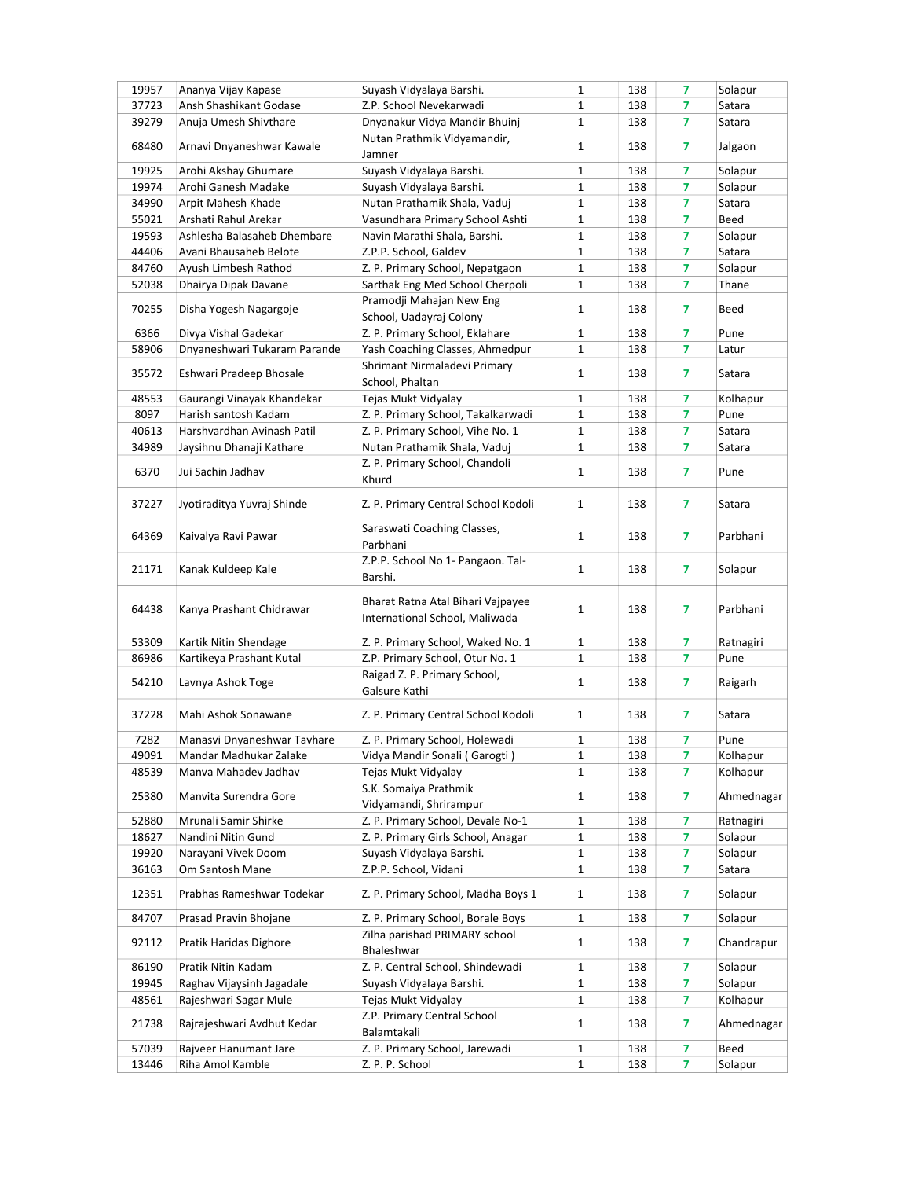| | | | | | | |
|---|---|---|---|---|---|---|
| 19957 | Ananya Vijay Kapase | Suyash Vidyalaya Barshi. | 1 | 138 | 7 | Solapur |
| 37723 | Ansh Shashikant Godase | Z.P. School Nevekarwadi | 1 | 138 | 7 | Satara |
| 39279 | Anuja Umesh Shivthare | Dnyanakur Vidya Mandir Bhuinj | 1 | 138 | 7 | Satara |
| 68480 | Arnavi Dnyaneshwar Kawale | Nutan Prathmik Vidyamandir, Jamner | 1 | 138 | 7 | Jalgaon |
| 19925 | Arohi Akshay Ghumare | Suyash Vidyalaya Barshi. | 1 | 138 | 7 | Solapur |
| 19974 | Arohi Ganesh Madake | Suyash Vidyalaya Barshi. | 1 | 138 | 7 | Solapur |
| 34990 | Arpit Mahesh Khade | Nutan Prathamik Shala, Vaduj | 1 | 138 | 7 | Satara |
| 55021 | Arshati Rahul Arekar | Vasundhara Primary School Ashti | 1 | 138 | 7 | Beed |
| 19593 | Ashlesha Balasaheb Dhembare | Navin Marathi Shala, Barshi. | 1 | 138 | 7 | Solapur |
| 44406 | Avani Bhausaheb Belote | Z.P.P. School, Galdev | 1 | 138 | 7 | Satara |
| 84760 | Ayush Limbesh Rathod | Z. P. Primary School, Nepatgaon | 1 | 138 | 7 | Solapur |
| 52038 | Dhairya Dipak Davane | Sarthak Eng Med School Cherpoli | 1 | 138 | 7 | Thane |
| 70255 | Disha Yogesh Nagargoje | Pramodji Mahajan New Eng School, Uadayraj Colony | 1 | 138 | 7 | Beed |
| 6366 | Divya Vishal Gadekar | Z. P. Primary School, Eklahare | 1 | 138 | 7 | Pune |
| 58906 | Dnyaneshwari Tukaram Parande | Yash Coaching Classes, Ahmedpur | 1 | 138 | 7 | Latur |
| 35572 | Eshwari Pradeep Bhosale | Shrimant Nirmaladevi Primary School, Phaltan | 1 | 138 | 7 | Satara |
| 48553 | Gaurangi Vinayak Khandekar | Tejas Mukt Vidyalay | 1 | 138 | 7 | Kolhapur |
| 8097 | Harish santosh Kadam | Z. P. Primary School, Takalkarwadi | 1 | 138 | 7 | Pune |
| 40613 | Harshvardhan Avinash Patil | Z. P. Primary School, Vihe No. 1 | 1 | 138 | 7 | Satara |
| 34989 | Jaysihnu Dhanaji Kathare | Nutan Prathamik Shala, Vaduj | 1 | 138 | 7 | Satara |
| 6370 | Jui Sachin Jadhav | Z. P. Primary School, Chandoli Khurd | 1 | 138 | 7 | Pune |
| 37227 | Jyotiraditya Yuvraj Shinde | Z. P. Primary Central School Kodoli | 1 | 138 | 7 | Satara |
| 64369 | Kaivalya Ravi Pawar | Saraswati Coaching Classes, Parbhani | 1 | 138 | 7 | Parbhani |
| 21171 | Kanak Kuldeep Kale | Z.P.P. School No 1- Pangaon. Tal-Barshi. | 1 | 138 | 7 | Solapur |
| 64438 | Kanya Prashant Chidrawar | Bharat Ratna Atal Bihari Vajpayee International School, Maliwada | 1 | 138 | 7 | Parbhani |
| 53309 | Kartik Nitin Shendage | Z. P. Primary School, Waked No. 1 | 1 | 138 | 7 | Ratnagiri |
| 86986 | Kartikeya Prashant Kutal | Z.P. Primary School, Otur No. 1 | 1 | 138 | 7 | Pune |
| 54210 | Lavnya Ashok Toge | Raigad Z. P. Primary School, Galsure Kathi | 1 | 138 | 7 | Raigarh |
| 37228 | Mahi Ashok Sonawane | Z. P. Primary Central School Kodoli | 1 | 138 | 7 | Satara |
| 7282 | Manasvi Dnyaneshwar Tavhare | Z. P. Primary School, Holewadi | 1 | 138 | 7 | Pune |
| 49091 | Mandar Madhukar Zalake | Vidya Mandir Sonali ( Garogti ) | 1 | 138 | 7 | Kolhapur |
| 48539 | Manva Mahadev Jadhav | Tejas Mukt Vidyalay | 1 | 138 | 7 | Kolhapur |
| 25380 | Manvita Surendra Gore | S.K. Somaiya Prathmik Vidyamandi, Shrirampur | 1 | 138 | 7 | Ahmednagar |
| 52880 | Mrunali Samir Shirke | Z. P. Primary School, Devale No-1 | 1 | 138 | 7 | Ratnagiri |
| 18627 | Nandini Nitin Gund | Z. P. Primary Girls School, Anagar | 1 | 138 | 7 | Solapur |
| 19920 | Narayani Vivek Doom | Suyash Vidyalaya Barshi. | 1 | 138 | 7 | Solapur |
| 36163 | Om Santosh Mane | Z.P.P. School, Vidani | 1 | 138 | 7 | Satara |
| 12351 | Prabhas Rameshwar Todekar | Z. P. Primary School, Madha Boys 1 | 1 | 138 | 7 | Solapur |
| 84707 | Prasad Pravin Bhojane | Z. P. Primary School, Borale Boys | 1 | 138 | 7 | Solapur |
| 92112 | Pratik Haridas Dighore | Zilha parishad PRIMARY school Bhaleshwar | 1 | 138 | 7 | Chandrapur |
| 86190 | Pratik Nitin Kadam | Z. P. Central School, Shindewadi | 1 | 138 | 7 | Solapur |
| 19945 | Raghav Vijaysinh Jagadale | Suyash Vidyalaya Barshi. | 1 | 138 | 7 | Solapur |
| 48561 | Rajeshwari Sagar Mule | Tejas Mukt Vidyalay | 1 | 138 | 7 | Kolhapur |
| 21738 | Rajrajeshwari Avdhut Kedar | Z.P. Primary Central School Balamtakali | 1 | 138 | 7 | Ahmednagar |
| 57039 | Rajveer Hanumant Jare | Z. P. Primary School, Jarewadi | 1 | 138 | 7 | Beed |
| 13446 | Riha Amol Kamble | Z. P. P. School | 1 | 138 | 7 | Solapur |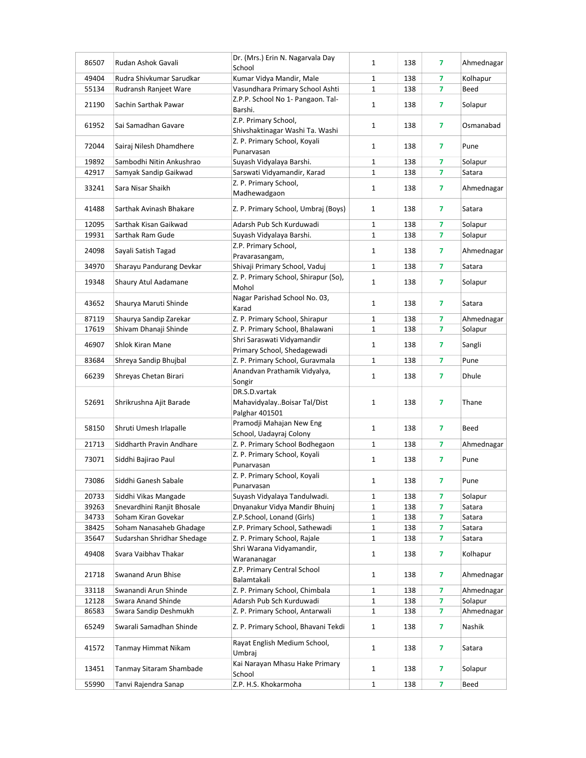| | | | | | | |
|---|---|---|---|---|---|---|
| 86507 | Rudan Ashok Gavali | Dr. (Mrs.) Erin N. Nagarvala Day School | 1 | 138 | 7 | Ahmednagar |
| 49404 | Rudra Shivkumar Sarudkar | Kumar Vidya Mandir, Male | 1 | 138 | 7 | Kolhapur |
| 55134 | Rudransh Ranjeet Ware | Vasundhara Primary School Ashti | 1 | 138 | 7 | Beed |
| 21190 | Sachin Sarthak Pawar | Z.P.P. School No 1- Pangaon. Tal-Barshi. | 1 | 138 | 7 | Solapur |
| 61952 | Sai Samadhan Gavare | Z.P. Primary School, Shivshaktinagar Washi Ta. Washi | 1 | 138 | 7 | Osmanabad |
| 72044 | Sairaj Nilesh Dhamdhere | Z. P. Primary School, Koyali Punarvasan | 1 | 138 | 7 | Pune |
| 19892 | Sambodhi Nitin Ankushrao | Suyash Vidyalaya Barshi. | 1 | 138 | 7 | Solapur |
| 42917 | Samyak Sandip Gaikwad | Sarswati Vidyamandir, Karad | 1 | 138 | 7 | Satara |
| 33241 | Sara Nisar Shaikh | Z. P. Primary School, Madhewadgaon | 1 | 138 | 7 | Ahmednagar |
| 41488 | Sarthak Avinash Bhakare | Z. P. Primary School, Umbraj (Boys) | 1 | 138 | 7 | Satara |
| 12095 | Sarthak Kisan Gaikwad | Adarsh Pub Sch Kurduwadi | 1 | 138 | 7 | Solapur |
| 19931 | Sarthak Ram Gude | Suyash Vidyalaya Barshi. | 1 | 138 | 7 | Solapur |
| 24098 | Sayali Satish Tagad | Z.P. Primary School, Pravarasangam, | 1 | 138 | 7 | Ahmednagar |
| 34970 | Sharayu Pandurang Devkar | Shivaji Primary School, Vaduj | 1 | 138 | 7 | Satara |
| 19348 | Shaury Atul Aadamane | Z. P. Primary School, Shirapur (So), Mohol | 1 | 138 | 7 | Solapur |
| 43652 | Shaurya Maruti Shinde | Nagar Parishad School No. 03, Karad | 1 | 138 | 7 | Satara |
| 87119 | Shaurya Sandip Zarekar | Z. P. Primary School, Shirapur | 1 | 138 | 7 | Ahmednagar |
| 17619 | Shivam Dhanaji Shinde | Z. P. Primary School, Bhalawani | 1 | 138 | 7 | Solapur |
| 46907 | Shlok Kiran Mane | Shri Saraswati Vidyamandir Primary School, Shedagewadi | 1 | 138 | 7 | Sangli |
| 83684 | Shreya Sandip Bhujbal | Z. P. Primary School, Guravmala | 1 | 138 | 7 | Pune |
| 66239 | Shreyas Chetan Birari | Anandvan Prathamik Vidyalya, Songir | 1 | 138 | 7 | Dhule |
| 52691 | Shrikrushna Ajit Barade | DR.S.D.vartak Mahavidyalay..Boisar Tal/Dist Palghar 401501 | 1 | 138 | 7 | Thane |
| 58150 | Shruti Umesh Irlapalle | Pramodji Mahajan New Eng School, Uadayraj Colony | 1 | 138 | 7 | Beed |
| 21713 | Siddharth Pravin Andhare | Z. P. Primary School Bodhegaon | 1 | 138 | 7 | Ahmednagar |
| 73071 | Siddhi Bajirao Paul | Z. P. Primary School, Koyali Punarvasan | 1 | 138 | 7 | Pune |
| 73086 | Siddhi Ganesh Sabale | Z. P. Primary School, Koyali Punarvasan | 1 | 138 | 7 | Pune |
| 20733 | Siddhi Vikas Mangade | Suyash Vidyalaya Tandulwadi. | 1 | 138 | 7 | Solapur |
| 39263 | Snevardhini Ranjit Bhosale | Dnyanakur Vidya Mandir Bhuinj | 1 | 138 | 7 | Satara |
| 34733 | Soham Kiran Govekar | Z.P.School, Lonand (Girls) | 1 | 138 | 7 | Satara |
| 38425 | Soham Nanasaheb Ghadage | Z.P. Primary School, Sathewadi | 1 | 138 | 7 | Satara |
| 35647 | Sudarshan Shridhar Shedage | Z. P. Primary School, Rajale | 1 | 138 | 7 | Satara |
| 49408 | Svara Vaibhav Thakar | Shri Warana Vidyamandir, Warananagar | 1 | 138 | 7 | Kolhapur |
| 21718 | Swanand Arun Bhise | Z.P. Primary Central School Balamtakali | 1 | 138 | 7 | Ahmednagar |
| 33118 | Swanandi Arun Shinde | Z. P. Primary School, Chimbala | 1 | 138 | 7 | Ahmednagar |
| 12128 | Swara Anand Shinde | Adarsh Pub Sch Kurduwadi | 1 | 138 | 7 | Solapur |
| 86583 | Swara Sandip Deshmukh | Z. P. Primary School, Antarwali | 1 | 138 | 7 | Ahmednagar |
| 65249 | Swarali Samadhan Shinde | Z. P. Primary School, Bhavani Tekdi | 1 | 138 | 7 | Nashik |
| 41572 | Tanmay Himmat Nikam | Rayat English Medium School, Umbraj | 1 | 138 | 7 | Satara |
| 13451 | Tanmay Sitaram Shambade | Kai Narayan Mhasu Hake Primary School | 1 | 138 | 7 | Solapur |
| 55990 | Tanvi Rajendra Sanap | Z.P. H.S. Khokarmoha | 1 | 138 | 7 | Beed |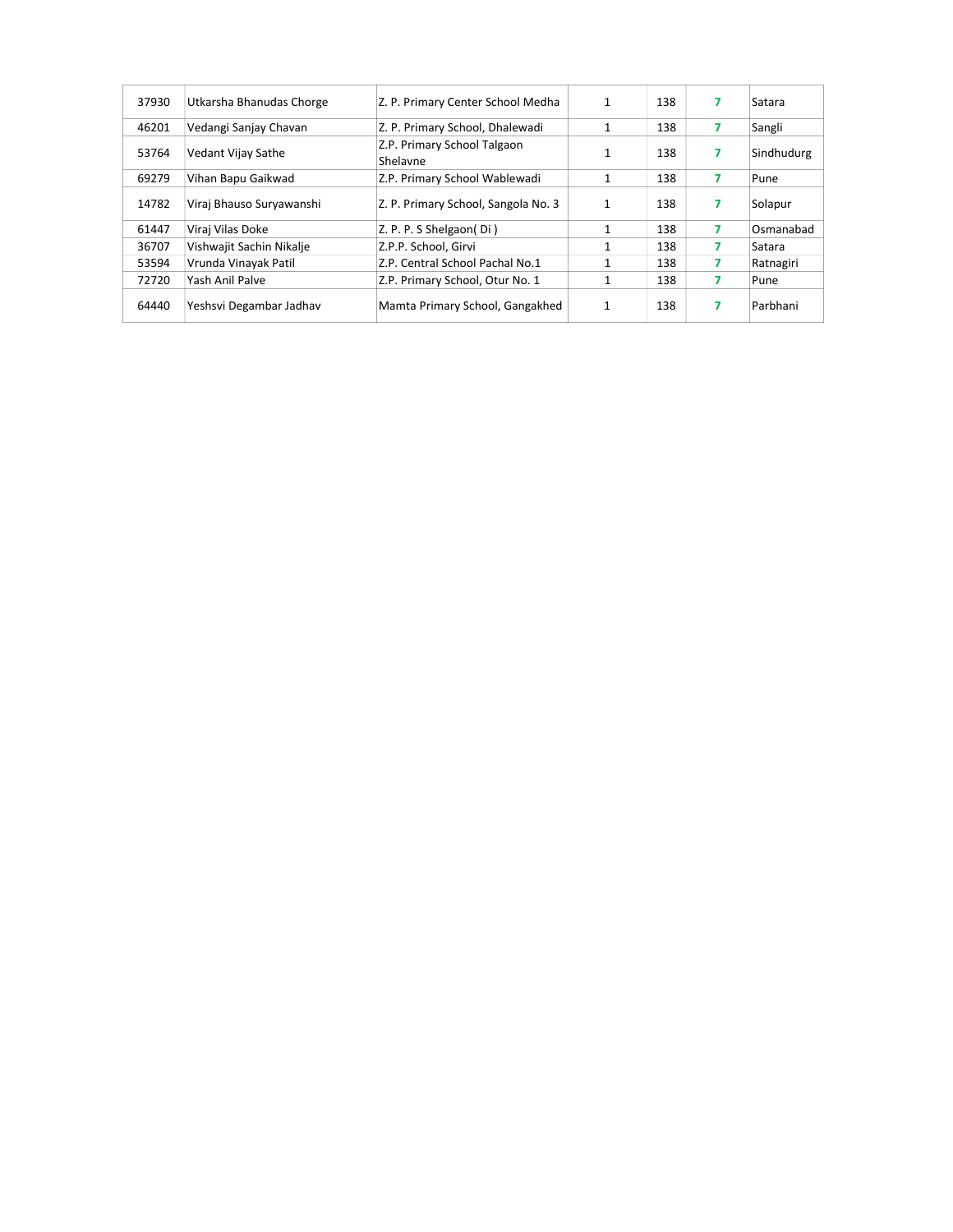| | | | | | | |
|---|---|---|---|---|---|---|
| 37930 | Utkarsha Bhanudas Chorge | Z. P. Primary Center School Medha | 1 | 138 | 7 | Satara |
| 46201 | Vedangi Sanjay Chavan | Z. P. Primary School, Dhalewadi | 1 | 138 | 7 | Sangli |
| 53764 | Vedant Vijay Sathe | Z.P. Primary School Talgaon Shelavne | 1 | 138 | 7 | Sindhudurg |
| 69279 | Vihan Bapu Gaikwad | Z.P. Primary School Wablewadi | 1 | 138 | 7 | Pune |
| 14782 | Viraj Bhauso Suryawanshi | Z. P. Primary School, Sangola No. 3 | 1 | 138 | 7 | Solapur |
| 61447 | Viraj Vilas Doke | Z. P. P. S Shelgaon( Di ) | 1 | 138 | 7 | Osmanabad |
| 36707 | Vishwajit Sachin Nikalje | Z.P.P. School, Girvi | 1 | 138 | 7 | Satara |
| 53594 | Vrunda Vinayak Patil | Z.P. Central School Pachal No.1 | 1 | 138 | 7 | Ratnagiri |
| 72720 | Yash Anil Palve | Z.P. Primary School, Otur No. 1 | 1 | 138 | 7 | Pune |
| 64440 | Yeshsvi Degambar Jadhav | Mamta Primary School, Gangakhed | 1 | 138 | 7 | Parbhani |